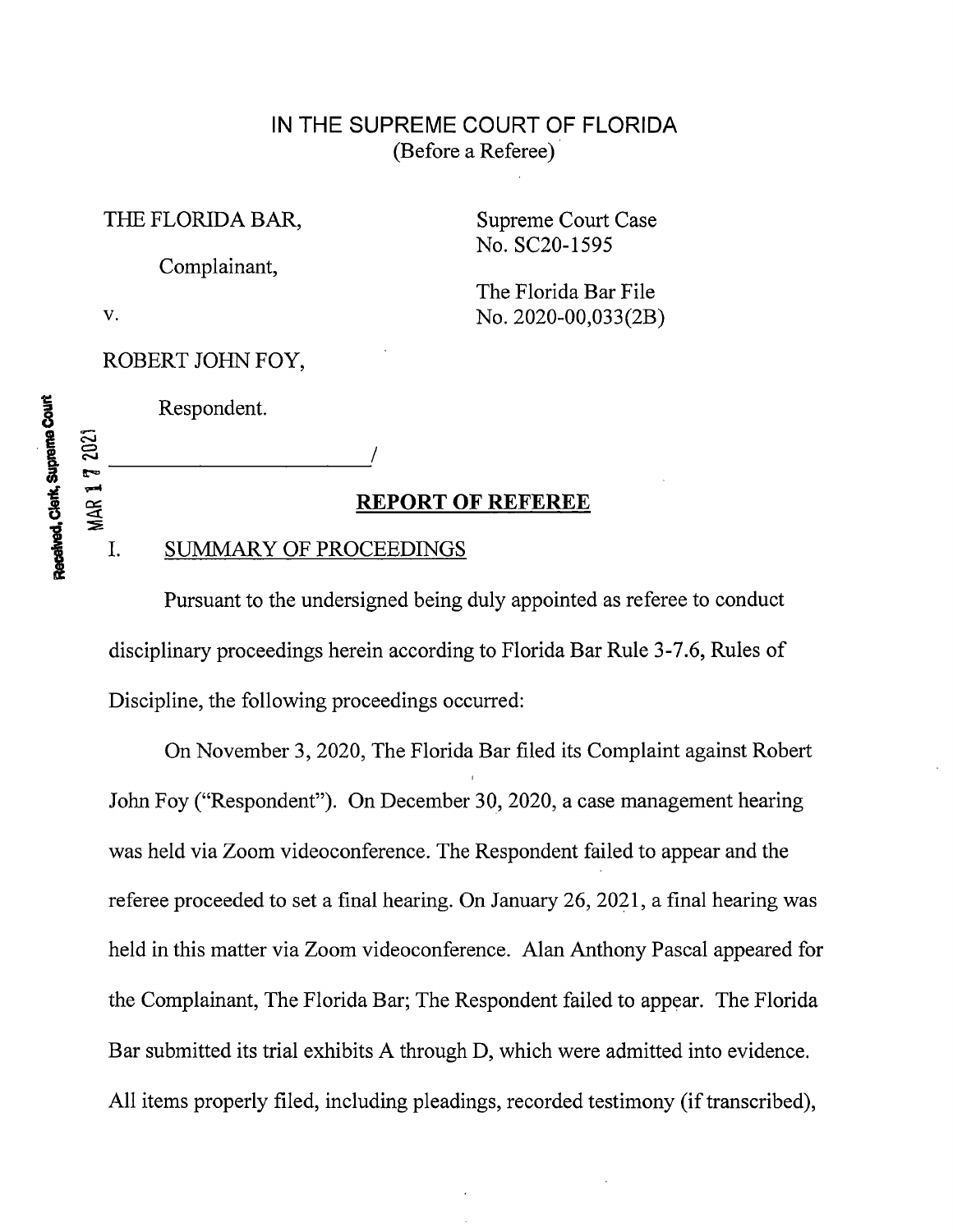# IN THE SUPREME COURT OF FLORIDA
(Before a Referee)

THE FLORIDA BAR,

Complainant,

v.

ROBERT JOHN FOY,

Respondent.

_______________________/

Supreme Court Case No. SC20-1595

The Florida Bar File No. 2020-00,033(2B)

Received, Clerk, Supreme Court MAR 17 2021

## REPORT OF REFEREE

### I. SUMMARY OF PROCEEDINGS

Pursuant to the undersigned being duly appointed as referee to conduct disciplinary proceedings herein according to Florida Bar Rule 3-7.6, Rules of Discipline, the following proceedings occurred:

On November 3, 2020, The Florida Bar filed its Complaint against Robert John Foy ("Respondent"). On December 30, 2020, a case management hearing was held via Zoom videoconference. The Respondent failed to appear and the referee proceeded to set a final hearing. On January 26, 2021, a final hearing was held in this matter via Zoom videoconference. Alan Anthony Pascal appeared for the Complainant, The Florida Bar; The Respondent failed to appear. The Florida Bar submitted its trial exhibits A through D, which were admitted into evidence. All items properly filed, including pleadings, recorded testimony (if transcribed),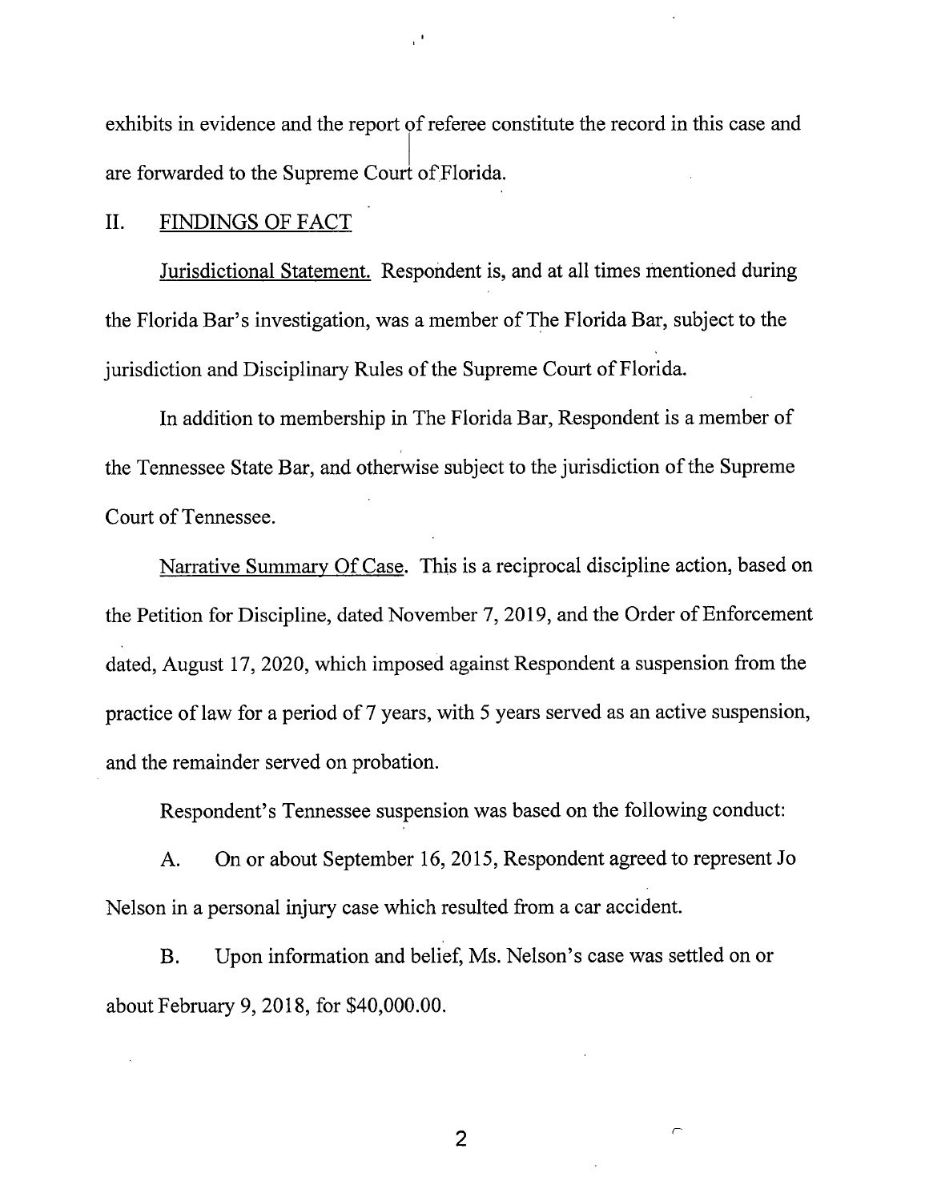exhibits in evidence and the report of referee constitute the record in this case and are forwarded to the Supreme Court of Florida.

## II. FINDINGS OF FACT

Jurisdictional Statement. Respondent is, and at all times mentioned during the Florida Bar's investigation, was a member of The Florida Bar, subject to the jurisdiction and Disciplinary Rules of the Supreme Court of Florida.

In addition to membership in The Florida Bar, Respondent is a member of the Tennessee State Bar, and otherwise subject to the jurisdiction of the Supreme Court of Tennessee.

Narrative Summary Of Case. This is a reciprocal discipline action, based on the Petition for Discipline, dated November 7, 2019, and the Order of Enforcement dated, August 17, 2020, which imposed against Respondent a suspension from the practice of law for a period of 7 years, with 5 years served as an active suspension, and the remainder served on probation.

Respondent's Tennessee suspension was based on the following conduct:

A. On or about September 16, 2015, Respondent agreed to represent Jo Nelson in a personal injury case which resulted from a car accident.

B. Upon information and belief, Ms. Nelson's case was settled on or about February 9, 2018, for $40,000.00.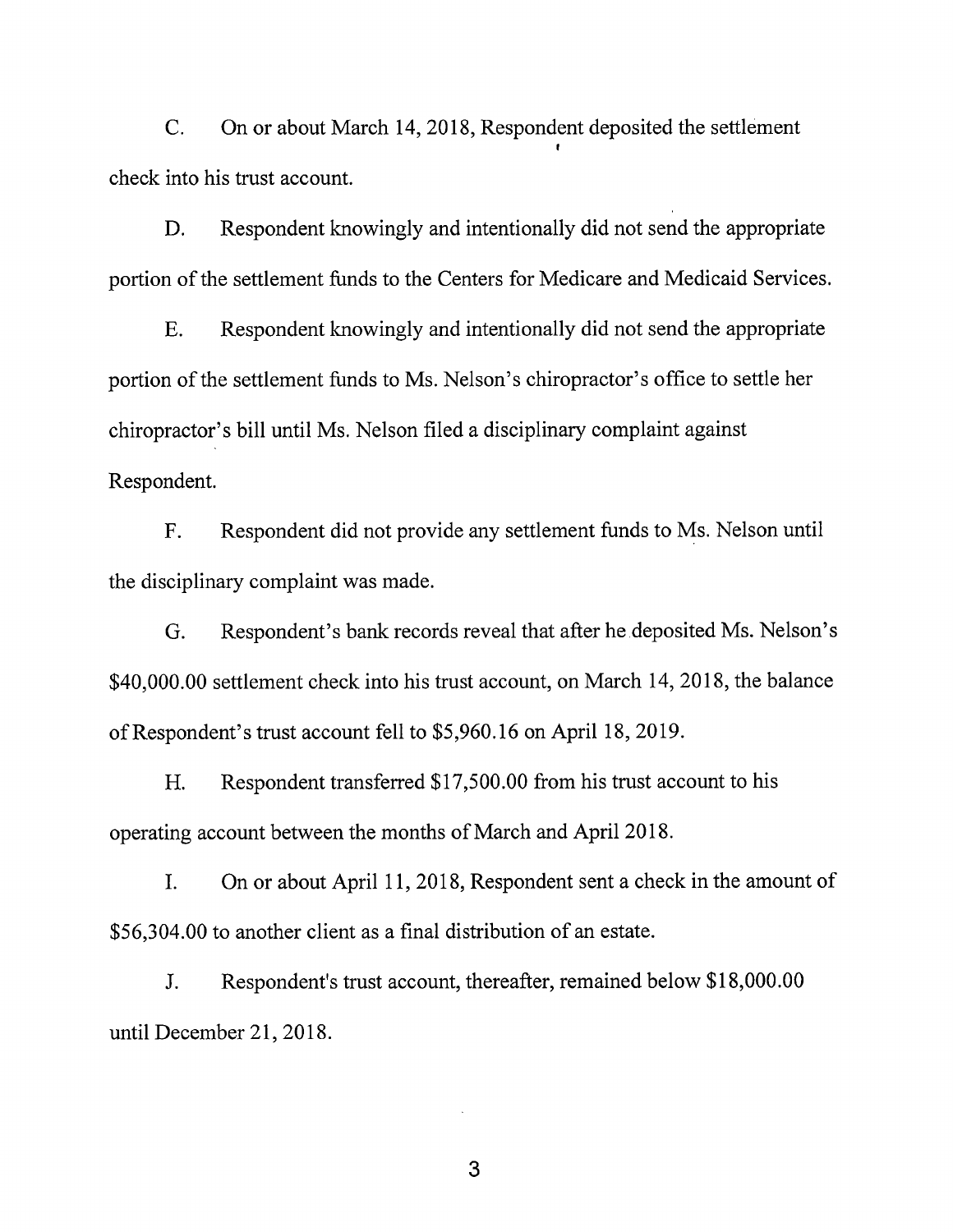C. On or about March 14, 2018, Respondent deposited the settlement check into his trust account.

D. Respondent knowingly and intentionally did not send the appropriate portion of the settlement funds to the Centers for Medicare and Medicaid Services.

E. Respondent knowingly and intentionally did not send the appropriate portion of the settlement funds to Ms. Nelson's chiropractor's office to settle her chiropractor's bill until Ms. Nelson filed a disciplinary complaint against Respondent.

F. Respondent did not provide any settlement funds to Ms. Nelson until the disciplinary complaint was made.

G. Respondent's bank records reveal that after he deposited Ms. Nelson's $40,000.00 settlement check into his trust account, on March 14, 2018, the balance of Respondent's trust account fell to $5,960.16 on April 18, 2019.

H. Respondent transferred $17,500.00 from his trust account to his operating account between the months of March and April 2018.

I. On or about April 11, 2018, Respondent sent a check in the amount of $56,304.00 to another client as a final distribution of an estate.

J. Respondent's trust account, thereafter, remained below $18,000.00 until December 21, 2018.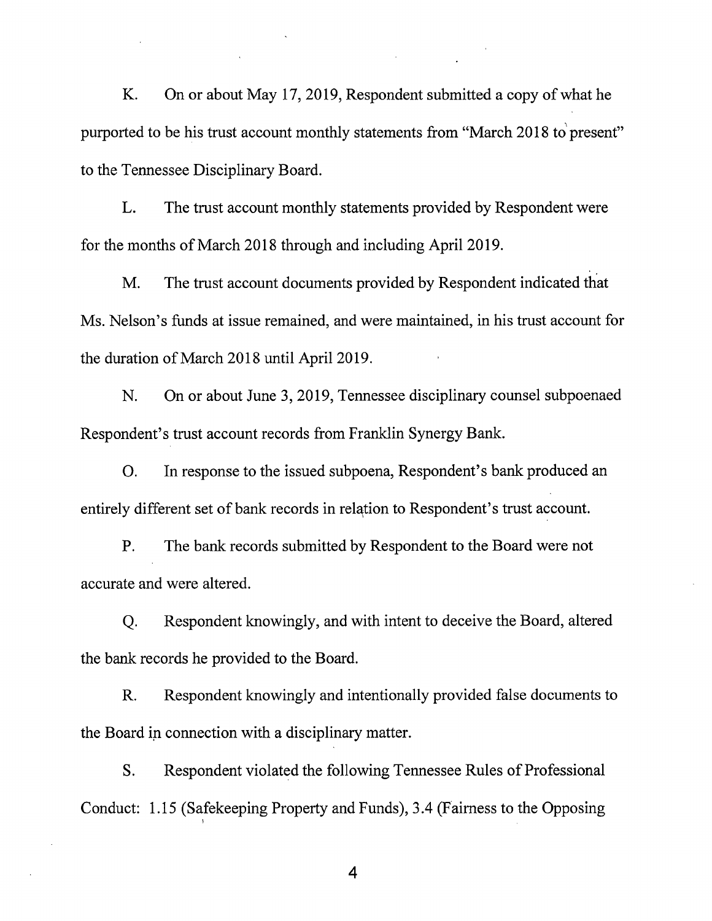K. On or about May 17, 2019, Respondent submitted a copy of what he purported to be his trust account monthly statements from "March 2018 to present" to the Tennessee Disciplinary Board.

L. The trust account monthly statements provided by Respondent were for the months of March 2018 through and including April 2019.

M. The trust account documents provided by Respondent indicated that Ms. Nelson's funds at issue remained, and were maintained, in his trust account for the duration of March 2018 until April 2019.

N. On or about June 3, 2019, Tennessee disciplinary counsel subpoenaed Respondent's trust account records from Franklin Synergy Bank.

O. In response to the issued subpoena, Respondent's bank produced an entirely different set of bank records in relation to Respondent's trust account.

P. The bank records submitted by Respondent to the Board were not accurate and were altered.

Q. Respondent knowingly, and with intent to deceive the Board, altered the bank records he provided to the Board.

R. Respondent knowingly and intentionally provided false documents to the Board in connection with a disciplinary matter.

S. Respondent violated the following Tennessee Rules of Professional Conduct: 1.15 (Safekeeping Property and Funds), 3.4 (Fairness to the Opposing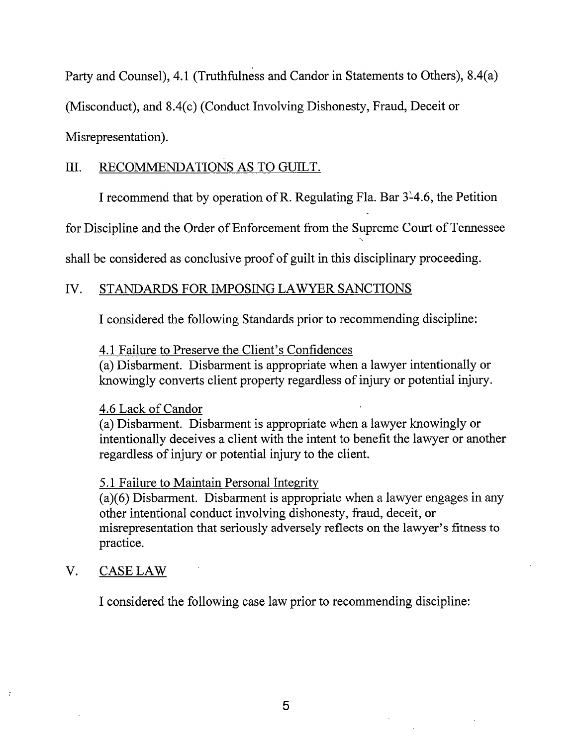Party and Counsel), 4.1 (Truthfulness and Candor in Statements to Others), 8.4(a) (Misconduct), and 8.4(c) (Conduct Involving Dishonesty, Fraud, Deceit or Misrepresentation).

## III. RECOMMENDATIONS AS TO GUILT.

I recommend that by operation of R. Regulating Fla. Bar 3-4.6, the Petition for Discipline and the Order of Enforcement from the Supreme Court of Tennessee shall be considered as conclusive proof of guilt in this disciplinary proceeding.

## IV. STANDARDS FOR IMPOSING LAWYER SANCTIONS

I considered the following Standards prior to recommending discipline:

> 4.1 Failure to Preserve the Client's Confidences
> (a) Disbarment. Disbarment is appropriate when a lawyer intentionally or knowingly converts client property regardless of injury or potential injury.
>
> 4.6 Lack of Candor
> (a) Disbarment. Disbarment is appropriate when a lawyer knowingly or intentionally deceives a client with the intent to benefit the lawyer or another regardless of injury or potential injury to the client.
>
> 5.1 Failure to Maintain Personal Integrity
> (a)(6) Disbarment. Disbarment is appropriate when a lawyer engages in any other intentional conduct involving dishonesty, fraud, deceit, or misrepresentation that seriously adversely reflects on the lawyer's fitness to practice.

## V. CASE LAW

I considered the following case law prior to recommending discipline: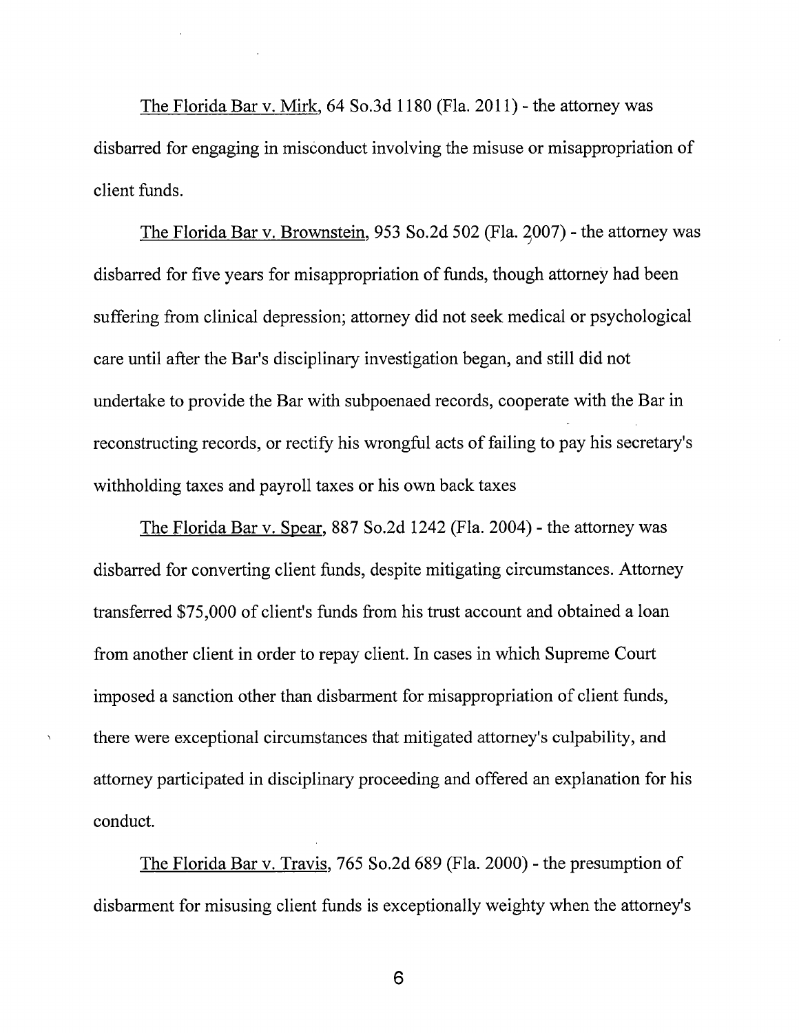The Florida Bar v. Mirk, 64 So.3d 1180 (Fla. 2011) - the attorney was disbarred for engaging in misconduct involving the misuse or misappropriation of client funds.

The Florida Bar v. Brownstein, 953 So.2d 502 (Fla. 2007) - the attorney was disbarred for five years for misappropriation of funds, though attorney had been suffering from clinical depression; attorney did not seek medical or psychological care until after the Bar's disciplinary investigation began, and still did not undertake to provide the Bar with subpoenaed records, cooperate with the Bar in reconstructing records, or rectify his wrongful acts of failing to pay his secretary's withholding taxes and payroll taxes or his own back taxes

The Florida Bar v. Spear, 887 So.2d 1242 (Fla. 2004) - the attorney was disbarred for converting client funds, despite mitigating circumstances. Attorney transferred $75,000 of client's funds from his trust account and obtained a loan from another client in order to repay client. In cases in which Supreme Court imposed a sanction other than disbarment for misappropriation of client funds, there were exceptional circumstances that mitigated attorney's culpability, and attorney participated in disciplinary proceeding and offered an explanation for his conduct.

The Florida Bar v. Travis, 765 So.2d 689 (Fla. 2000) - the presumption of disbarment for misusing client funds is exceptionally weighty when the attorney's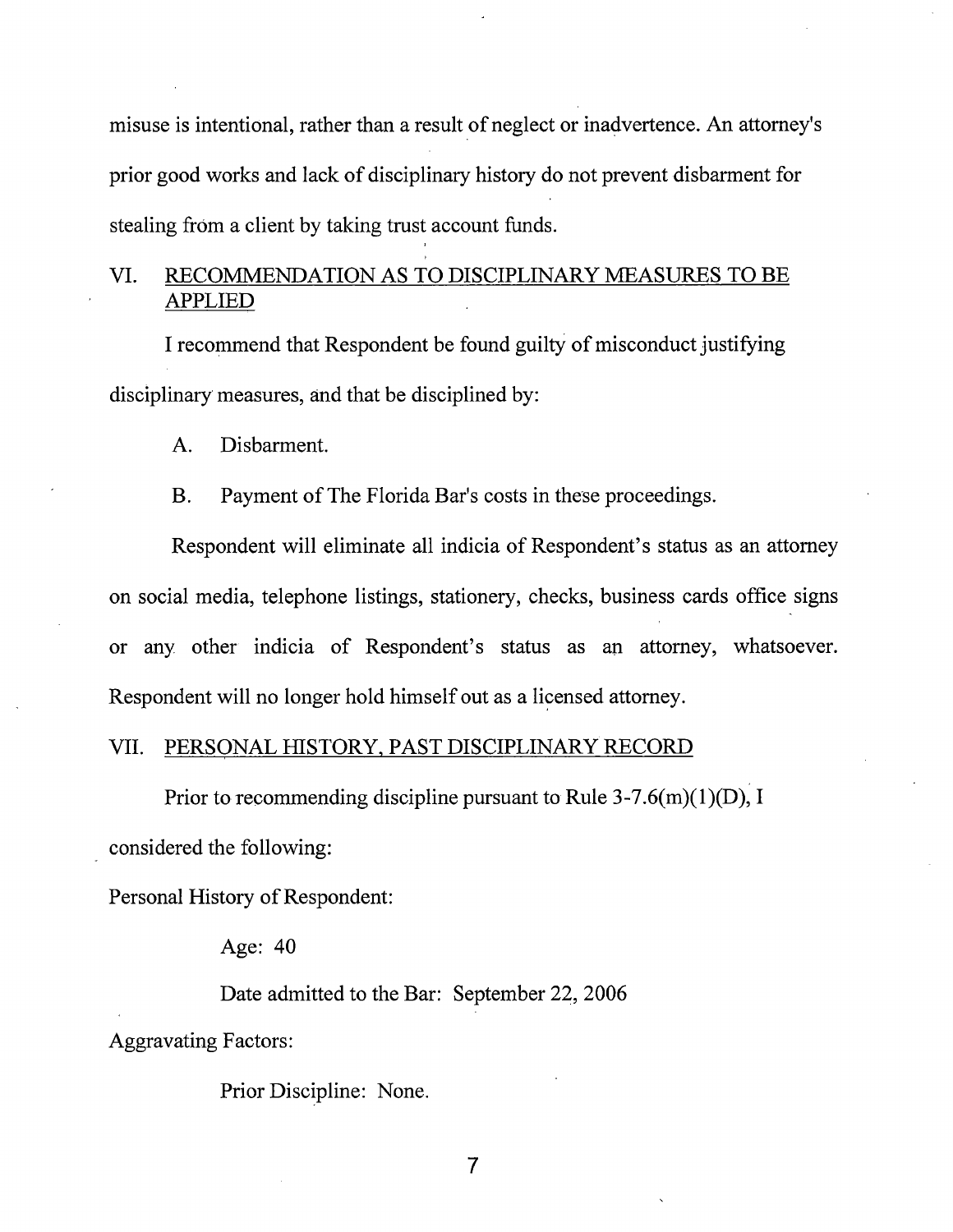misuse is intentional, rather than a result of neglect or inadvertence. An attorney's prior good works and lack of disciplinary history do not prevent disbarment for stealing from a client by taking trust account funds.

## VI. RECOMMENDATION AS TO DISCIPLINARY MEASURES TO BE APPLIED

I recommend that Respondent be found guilty of misconduct justifying disciplinary measures, and that be disciplined by:

A. Disbarment.

B. Payment of The Florida Bar's costs in these proceedings.

Respondent will eliminate all indicia of Respondent's status as an attorney on social media, telephone listings, stationery, checks, business cards office signs or any other indicia of Respondent's status as an attorney, whatsoever. Respondent will no longer hold himself out as a licensed attorney.

## VII. PERSONAL HISTORY, PAST DISCIPLINARY RECORD

Prior to recommending discipline pursuant to Rule 3-7.6(m)(1)(D), I considered the following:

Personal History of Respondent:

Age: 40

Date admitted to the Bar: September 22, 2006

Aggravating Factors:

Prior Discipline: None.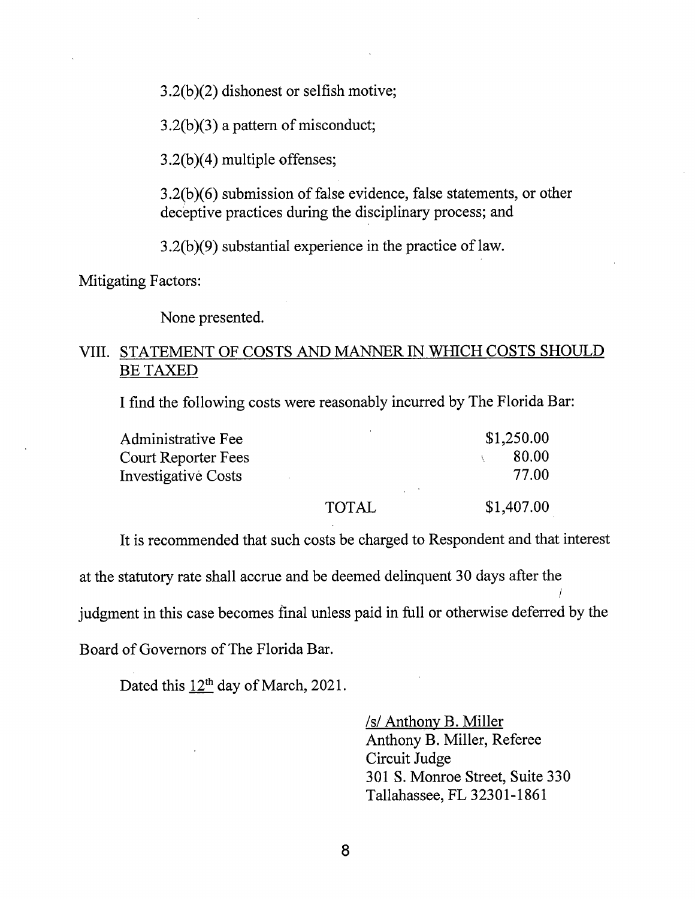3.2(b)(2) dishonest or selfish motive;

3.2(b)(3) a pattern of misconduct;

3.2(b)(4) multiple offenses;

3.2(b)(6) submission of false evidence, false statements, or other deceptive practices during the disciplinary process; and

3.2(b)(9) substantial experience in the practice of law.

Mitigating Factors:

None presented.

## VIII. STATEMENT OF COSTS AND MANNER IN WHICH COSTS SHOULD BE TAXED

I find the following costs were reasonably incurred by The Florida Bar:

| | | |
|---|---|---|
| Administrative Fee | | $1,250.00 |
| Court Reporter Fees | | 80.00 |
| Investigative Costs | | 77.00 |
| | TOTAL | $1,407.00 |

It is recommended that such costs be charged to Respondent and that interest at the statutory rate shall accrue and be deemed delinquent 30 days after the judgment in this case becomes final unless paid in full or otherwise deferred by the Board of Governors of The Florida Bar.

Dated this 12th day of March, 2021.

/s/ Anthony B. Miller
Anthony B. Miller, Referee
Circuit Judge
301 S. Monroe Street, Suite 330
Tallahassee, FL 32301-1861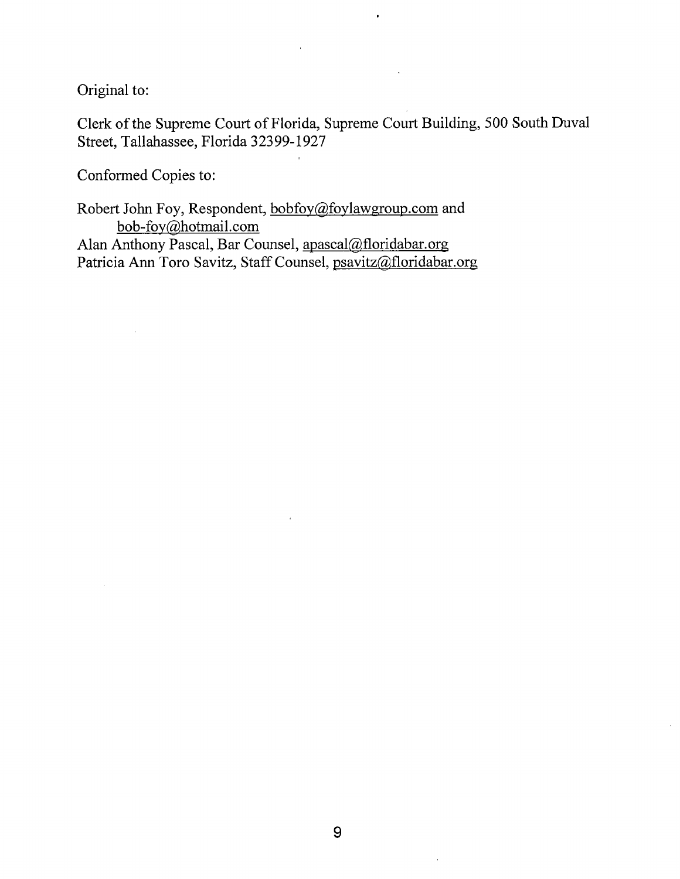Original to:

Clerk of the Supreme Court of Florida, Supreme Court Building, 500 South Duval Street, Tallahassee, Florida 32399-1927

Conformed Copies to:

Robert John Foy, Respondent, bobfoy@foylawgroup.com and bob-foy@hotmail.com
Alan Anthony Pascal, Bar Counsel, apascal@floridabar.org
Patricia Ann Toro Savitz, Staff Counsel, psavitz@floridabar.org